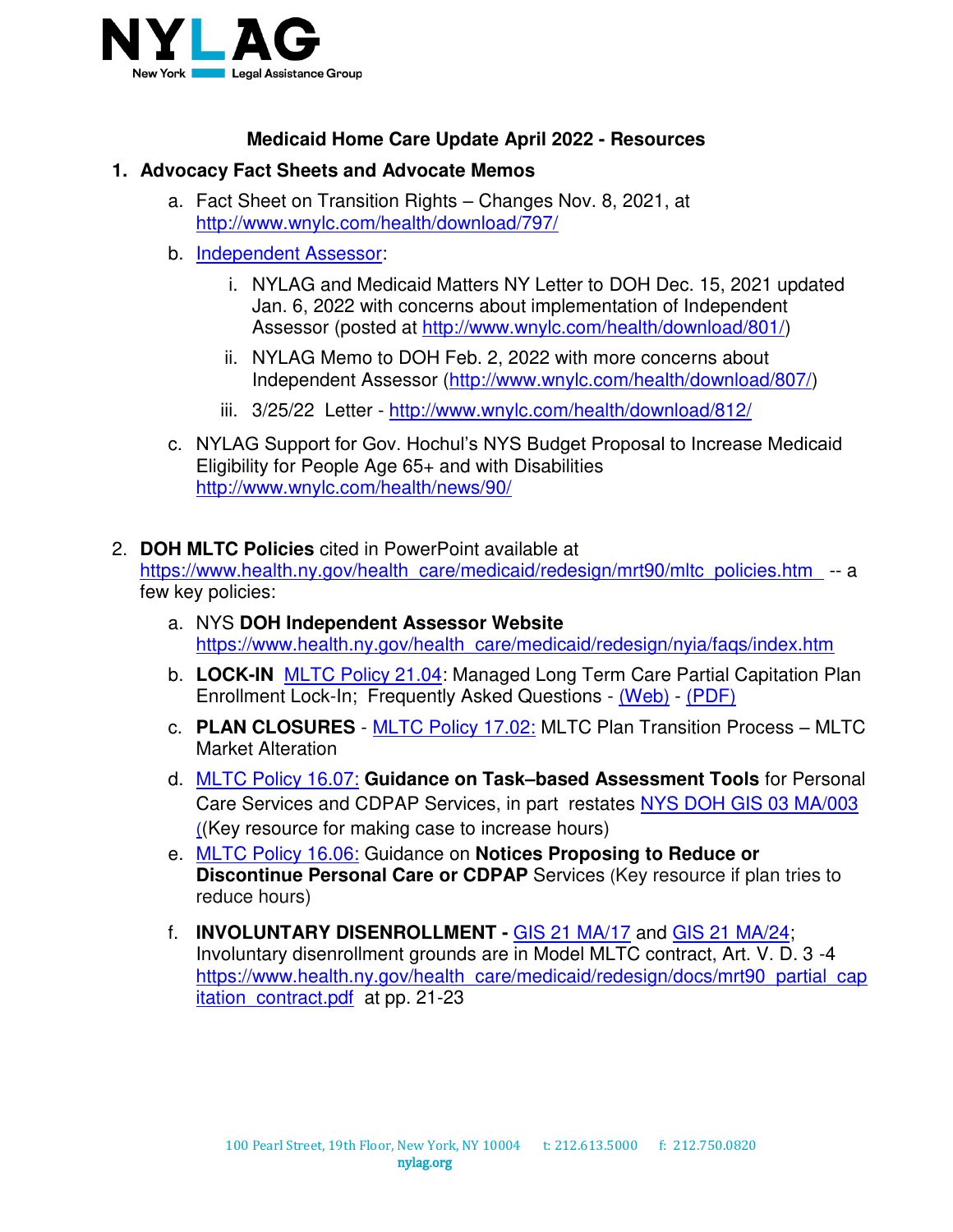**Medicaid Home Care Update April 2022 - Resources**

1. **Advocacy Fact Sheets and Advocate Memos**
   a. Fact Sheet on Transition Rights – Changes Nov. 8, 2021, at http://www.wnylc.com/health/download/797/
   b. Independent Assessor:
      i. NYLAG and Medicaid Matters NY Letter to DOH Dec. 15, 2021 updated Jan. 6, 2022 with concerns about implementation of Independent Assessor (posted at http://www.wnylc.com/health/download/801/)
      ii. NYLAG Memo to DOH Feb. 2, 2022 with more concerns about Independent Assessor (http://www.wnylc.com/health/download/807/)
      iii. 3/25/22 Letter - http://www.wnylc.com/health/download/812/
   c. NYLAG Support for Gov. Hochul's NYS Budget Proposal to Increase Medicaid Eligibility for People Age 65+ and with Disabilities http://www.wnylc.com/health/news/90/

2. **DOH MLTC Policies** cited in PowerPoint available at https://www.health.ny.gov/health_care/medicaid/redesign/mrt90/mltc_policies.htm -- a few key policies:
   a. NYS **DOH Independent Assessor Website** https://www.health.ny.gov/health_care/medicaid/redesign/nyia/faqs/index.htm
   b. **LOCK-IN** MLTC Policy 21.04: Managed Long Term Care Partial Capitation Plan Enrollment Lock-In; Frequently Asked Questions - (Web) - (PDF)
   c. **PLAN CLOSURES** - MLTC Policy 17.02: MLTC Plan Transition Process – MLTC Market Alteration
   d. MLTC Policy 16.07: **Guidance on Task–based Assessment Tools** for Personal Care Services and CDPAP Services, in part restates NYS DOH GIS 03 MA/003 ((Key resource for making case to increase hours)
   e. MLTC Policy 16.06: Guidance on **Notices Proposing to Reduce or Discontinue Personal Care or CDPAP** Services (Key resource if plan tries to reduce hours)
   f. **INVOLUNTARY DISENROLLMENT -** GIS 21 MA/17 and GIS 21 MA/24; Involuntary disenrollment grounds are in Model MLTC contract, Art. V. D. 3 -4 https://www.health.ny.gov/health_care/medicaid/redesign/docs/mrt90_partial_capitation_contract.pdf at pp. 21-23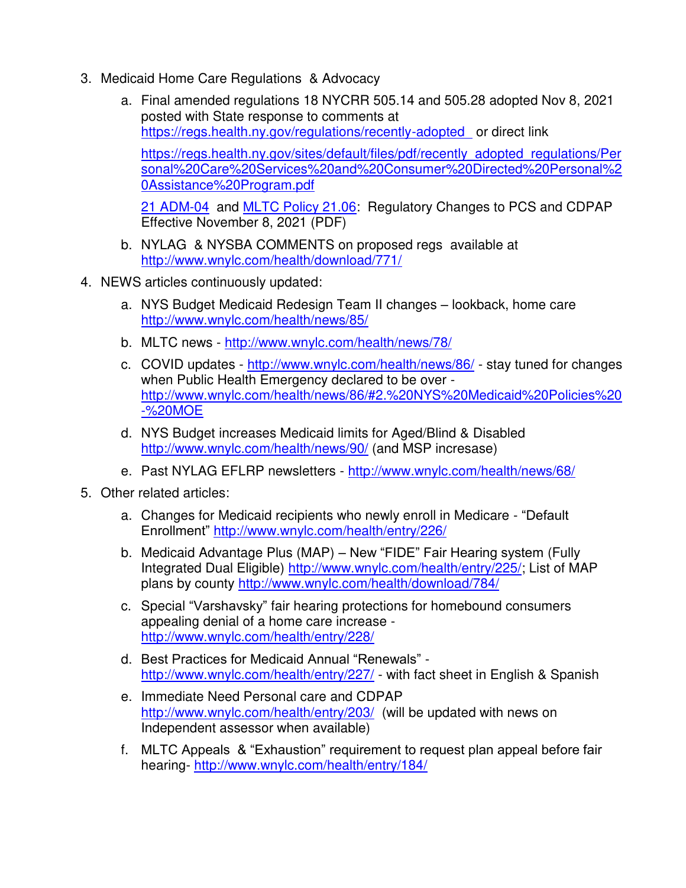3. Medicaid Home Care Regulations & Advocacy

    a. Final amended regulations 18 NYCRR 505.14 and 505.28 adopted Nov 8, 2021 posted with State response to comments at https://regs.health.ny.gov/regulations/recently-adopted or direct link

       https://regs.health.ny.gov/sites/default/files/pdf/recently_adopted_regulations/Personal%20Care%20Services%20and%20Consumer%20Directed%20Personal%20Assistance%20Program.pdf

       21 ADM-04 and MLTC Policy 21.06: Regulatory Changes to PCS and CDPAP Effective November 8, 2021 (PDF)

    b. NYLAG & NYSBA COMMENTS on proposed regs available at http://www.wnylc.com/health/download/771/

4. NEWS articles continuously updated:

    a. NYS Budget Medicaid Redesign Team II changes – lookback, home care http://www.wnylc.com/health/news/85/

    b. MLTC news - http://www.wnylc.com/health/news/78/

    c. COVID updates - http://www.wnylc.com/health/news/86/ - stay tuned for changes when Public Health Emergency declared to be over - http://www.wnylc.com/health/news/86/#2.%20NYS%20Medicaid%20Policies%20-%20MOE

    d. NYS Budget increases Medicaid limits for Aged/Blind & Disabled http://www.wnylc.com/health/news/90/ (and MSP increase)

    e. Past NYLAG EFLRP newsletters - http://www.wnylc.com/health/news/68/

5. Other related articles:

    a. Changes for Medicaid recipients who newly enroll in Medicare - "Default Enrollment" http://www.wnylc.com/health/entry/226/

    b. Medicaid Advantage Plus (MAP) – New "FIDE" Fair Hearing system (Fully Integrated Dual Eligible) http://www.wnylc.com/health/entry/225/; List of MAP plans by county http://www.wnylc.com/health/download/784/

    c. Special "Varshavsky" fair hearing protections for homebound consumers appealing denial of a home care increase - http://www.wnylc.com/health/entry/228/

    d. Best Practices for Medicaid Annual "Renewals" - http://www.wnylc.com/health/entry/227/ - with fact sheet in English & Spanish

    e. Immediate Need Personal care and CDPAP http://www.wnylc.com/health/entry/203/ (will be updated with news on Independent assessor when available)

    f. MLTC Appeals & "Exhaustion" requirement to request plan appeal before fair hearing- http://www.wnylc.com/health/entry/184/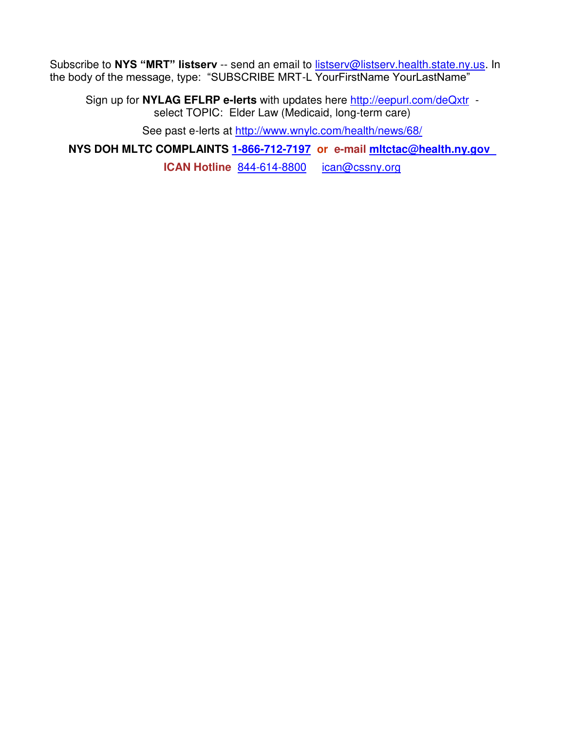Subscribe to **NYS "MRT" listserv** -- send an email to listserv@listserv.health.state.ny.us. In the body of the message, type: "SUBSCRIBE MRT-L YourFirstName YourLastName"

Sign up for **NYLAG EFLRP e-lerts** with updates here http://eepurl.com/deQxtr - select TOPIC: Elder Law (Medicaid, long-term care)

See past e-lerts at http://www.wnylc.com/health/news/68/

**NYS DOH MLTC COMPLAINTS 1-866-712-7197 or e-mail mltctac@health.ny.gov**

**ICAN Hotline** 844-614-8800 ican@cssny.org